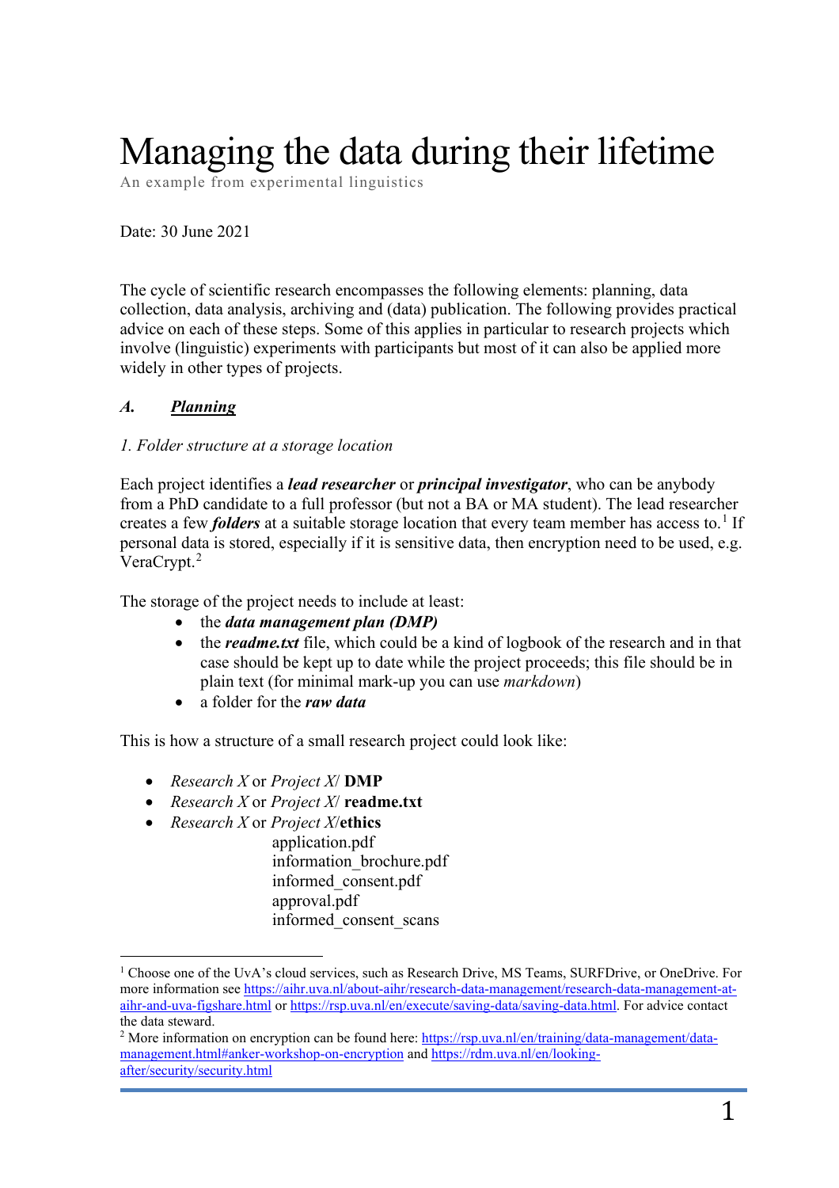# Managing the data during their lifetime

An example from experimental linguistics

Date: 30 June 2021

The cycle of scientific research encompasses the following elements: planning, data collection, data analysis, archiving and (data) publication. The following provides practical advice on each of these steps. Some of this applies in particular to research projects which involve (linguistic) experiments with participants but most of it can also be applied more widely in other types of projects.

## *A. Planning*

### *1. Folder structure at a storage location*

Each project identifies a ***lead researcher*** or ***principal investigator***, who can be anybody from a PhD candidate to a full professor (but not a BA or MA student). The lead researcher creates a few ***folders*** at a suitable storage location that every team member has access to.[1] If personal data is stored, especially if it is sensitive data, then encryption need to be used, e.g. VeraCrypt.[2]

The storage of the project needs to include at least:

- the ***data management plan (DMP)***
- the ***readme.txt*** file, which could be a kind of logbook of the research and in that case should be kept up to date while the project proceeds; this file should be in plain text (for minimal mark-up you can use *markdown*)
- a folder for the ***raw data***

This is how a structure of a small research project could look like:

- *Research X* or *Project X*/ **DMP**
- *Research X* or *Project X*/ **readme.txt**
- *Research X* or *Project X*/**ethics**
  - application.pdf
  - information_brochure.pdf
  - informed_consent.pdf
  - approval.pdf
  - informed_consent_scans

---

[1] Choose one of the UvA's cloud services, such as Research Drive, MS Teams, SURFDrive, or OneDrive. For more information see https://aihr.uva.nl/about-aihr/research-data-management/research-data-management-at-aihr-and-uva-figshare.html or https://rsp.uva.nl/en/execute/saving-data/saving-data.html. For advice contact the data steward.

[2] More information on encryption can be found here: https://rsp.uva.nl/en/training/data-management/data-management.html#anker-workshop-on-encryption and https://rdm.uva.nl/en/looking-after/security/security.html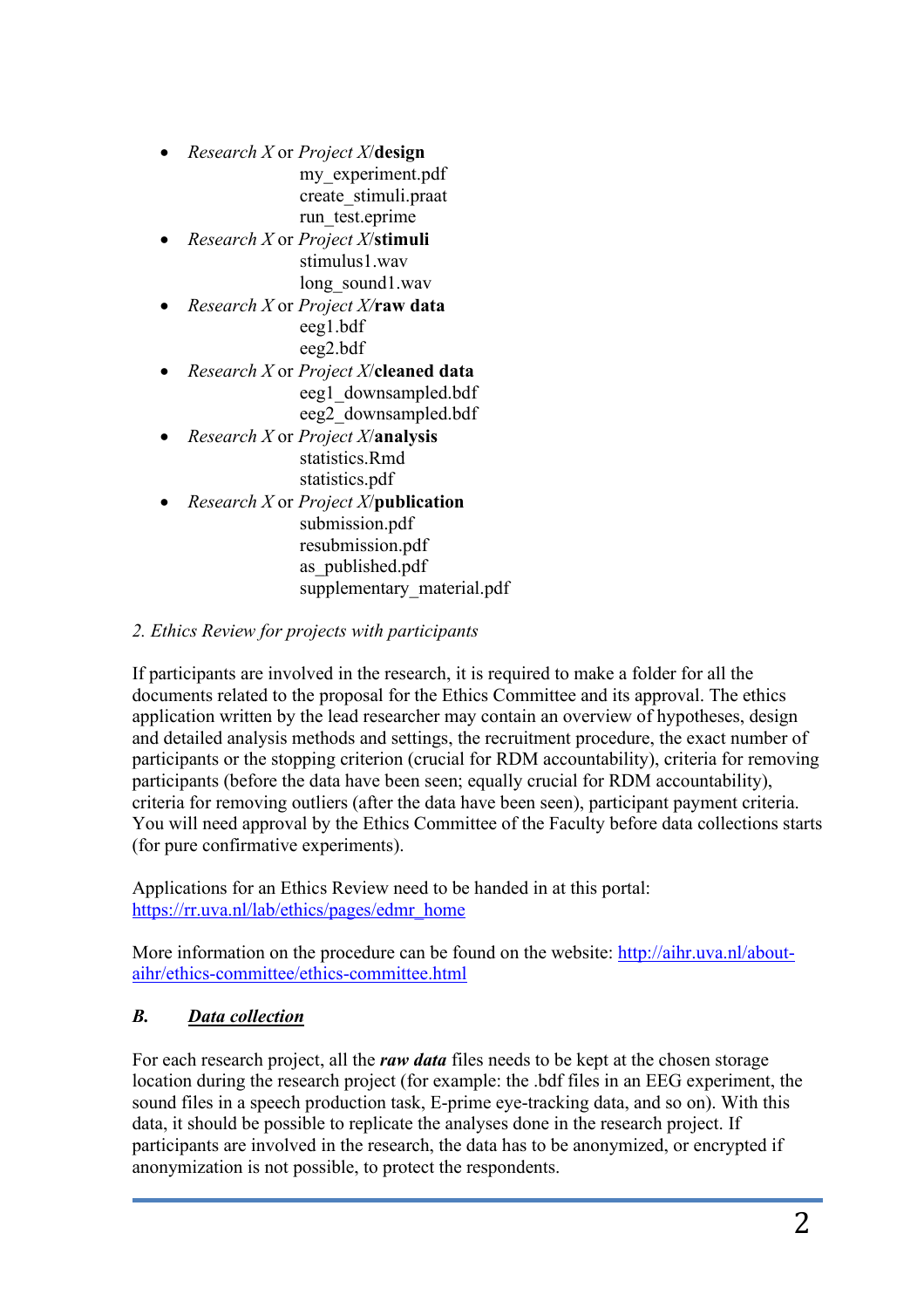- *Research X* or *Project X*/**design**
  - my_experiment.pdf
  - create_stimuli.praat
  - run_test.eprime
- *Research X* or *Project X*/**stimuli**
  - stimulus1.wav
  - long_sound1.wav
- *Research X* or *Project X*/**raw data**
  - eeg1.bdf
  - eeg2.bdf
- *Research X* or *Project X*/**cleaned data**
  - eeg1_downsampled.bdf
  - eeg2_downsampled.bdf
- *Research X* or *Project X*/**analysis**
  - statistics.Rmd
  - statistics.pdf
- *Research X* or *Project X*/**publication**
  - submission.pdf
  - resubmission.pdf
  - as_published.pdf
  - supplementary_material.pdf

*2. Ethics Review for projects with participants*

If participants are involved in the research, it is required to make a folder for all the documents related to the proposal for the Ethics Committee and its approval. The ethics application written by the lead researcher may contain an overview of hypotheses, design and detailed analysis methods and settings, the recruitment procedure, the exact number of participants or the stopping criterion (crucial for RDM accountability), criteria for removing participants (before the data have been seen; equally crucial for RDM accountability), criteria for removing outliers (after the data have been seen), participant payment criteria. You will need approval by the Ethics Committee of the Faculty before data collections starts (for pure confirmative experiments).

Applications for an Ethics Review need to be handed in at this portal: [https://rr.uva.nl/lab/ethics/pages/edmr_home](https://rr.uva.nl/lab/ethics/pages/edmr_home)

More information on the procedure can be found on the website: [http://aihr.uva.nl/about-aihr/ethics-committee/ethics-committee.html](http://aihr.uva.nl/about-aihr/ethics-committee/ethics-committee.html)

## ***B. Data collection***

For each research project, all the ***raw data*** files needs to be kept at the chosen storage location during the research project (for example: the .bdf files in an EEG experiment, the sound files in a speech production task, E-prime eye-tracking data, and so on). With this data, it should be possible to replicate the analyses done in the research project. If participants are involved in the research, the data has to be anonymized, or encrypted if anonymization is not possible, to protect the respondents.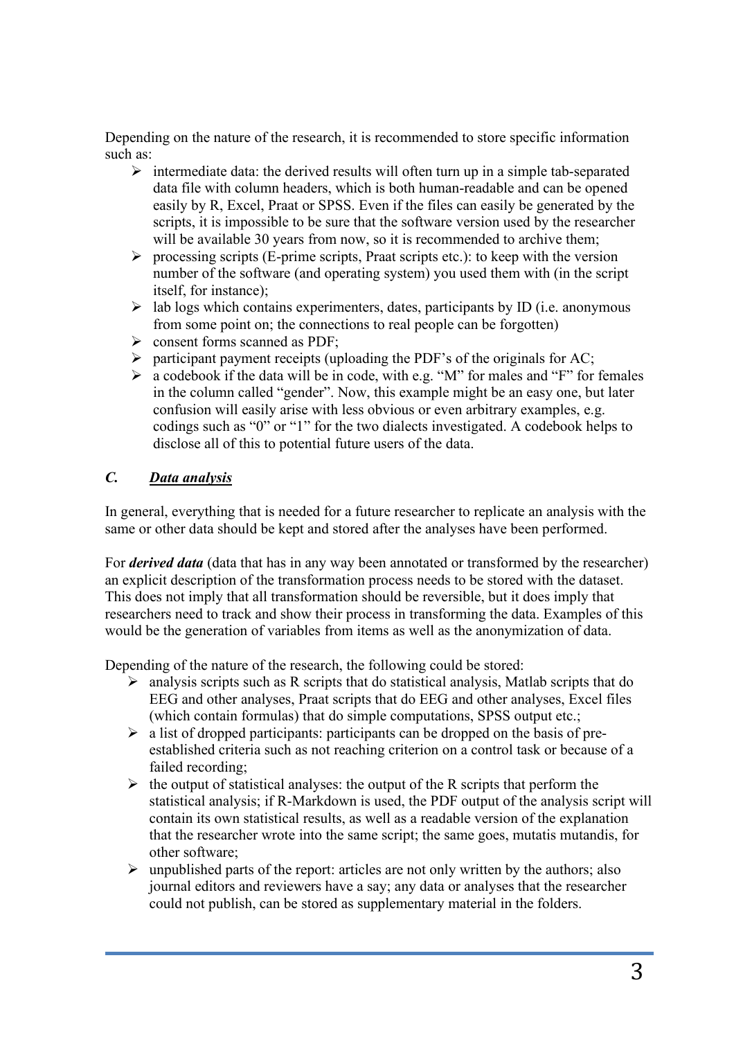Depending on the nature of the research, it is recommended to store specific information such as:

- intermediate data: the derived results will often turn up in a simple tab-separated data file with column headers, which is both human-readable and can be opened easily by R, Excel, Praat or SPSS. Even if the files can easily be generated by the scripts, it is impossible to be sure that the software version used by the researcher will be available 30 years from now, so it is recommended to archive them;
- processing scripts (E-prime scripts, Praat scripts etc.): to keep with the version number of the software (and operating system) you used them with (in the script itself, for instance);
- lab logs which contains experimenters, dates, participants by ID (i.e. anonymous from some point on; the connections to real people can be forgotten)
- consent forms scanned as PDF;
- participant payment receipts (uploading the PDF's of the originals for AC;
- a codebook if the data will be in code, with e.g. "M" for males and "F" for females in the column called "gender". Now, this example might be an easy one, but later confusion will easily arise with less obvious or even arbitrary examples, e.g. codings such as "0" or "1" for the two dialects investigated. A codebook helps to disclose all of this to potential future users of the data.

### *C.* ***Data analysis***

In general, everything that is needed for a future researcher to replicate an analysis with the same or other data should be kept and stored after the analyses have been performed.

For ***derived data*** (data that has in any way been annotated or transformed by the researcher) an explicit description of the transformation process needs to be stored with the dataset. This does not imply that all transformation should be reversible, but it does imply that researchers need to track and show their process in transforming the data. Examples of this would be the generation of variables from items as well as the anonymization of data.

Depending of the nature of the research, the following could be stored:

- analysis scripts such as R scripts that do statistical analysis, Matlab scripts that do EEG and other analyses, Praat scripts that do EEG and other analyses, Excel files (which contain formulas) that do simple computations, SPSS output etc.;
- a list of dropped participants: participants can be dropped on the basis of pre-established criteria such as not reaching criterion on a control task or because of a failed recording;
- the output of statistical analyses: the output of the R scripts that perform the statistical analysis; if R-Markdown is used, the PDF output of the analysis script will contain its own statistical results, as well as a readable version of the explanation that the researcher wrote into the same script; the same goes, mutatis mutandis, for other software;
- unpublished parts of the report: articles are not only written by the authors; also journal editors and reviewers have a say; any data or analyses that the researcher could not publish, can be stored as supplementary material in the folders.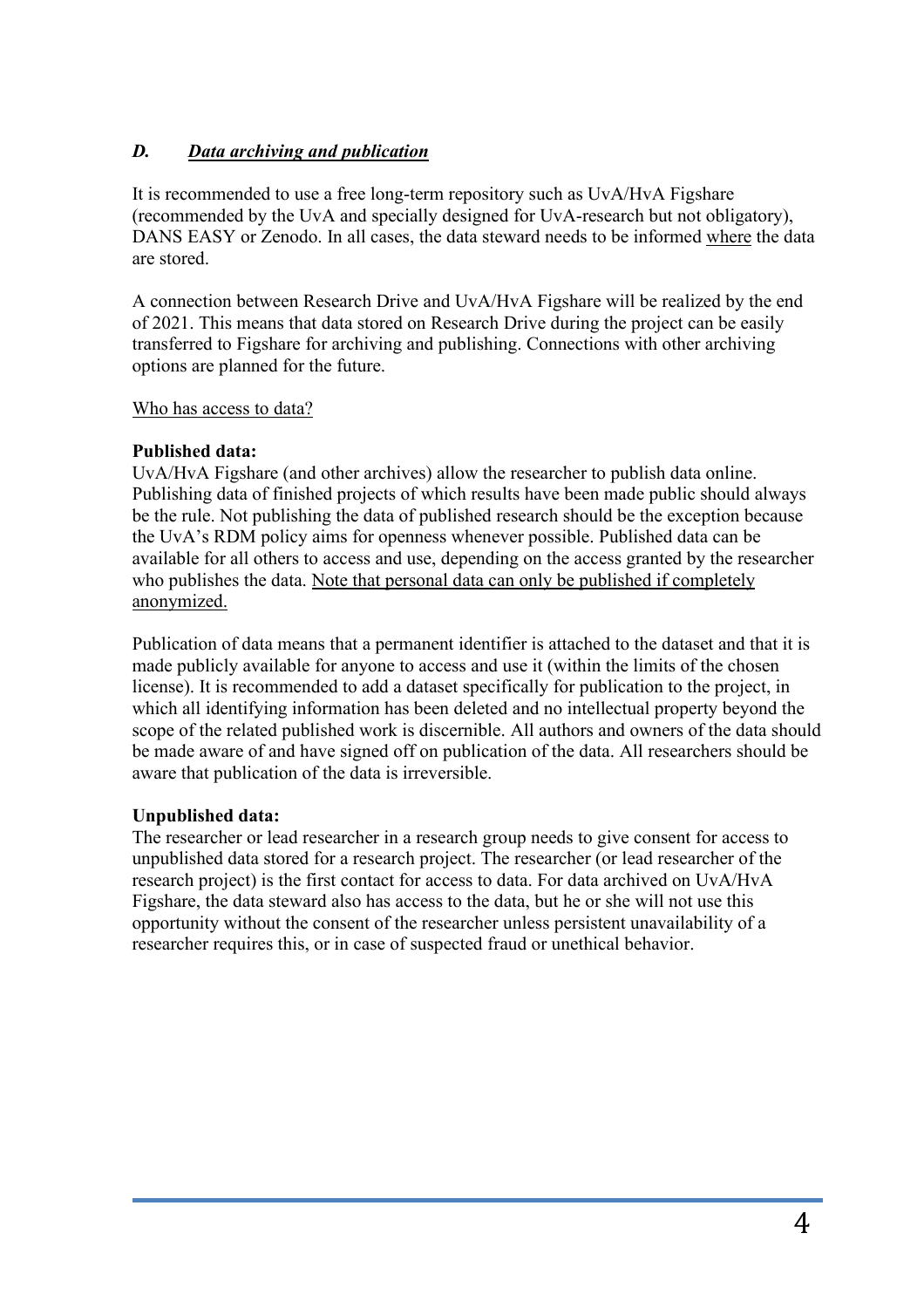## *D. Data archiving and publication*

It is recommended to use a free long-term repository such as UvA/HvA Figshare (recommended by the UvA and specially designed for UvA-research but not obligatory), DANS EASY or Zenodo. In all cases, the data steward needs to be informed where the data are stored.

A connection between Research Drive and UvA/HvA Figshare will be realized by the end of 2021. This means that data stored on Research Drive during the project can be easily transferred to Figshare for archiving and publishing. Connections with other archiving options are planned for the future.

Who has access to data?

**Published data:**
UvA/HvA Figshare (and other archives) allow the researcher to publish data online. Publishing data of finished projects of which results have been made public should always be the rule. Not publishing the data of published research should be the exception because the UvA's RDM policy aims for openness whenever possible. Published data can be available for all others to access and use, depending on the access granted by the researcher who publishes the data. Note that personal data can only be published if completely anonymized.

Publication of data means that a permanent identifier is attached to the dataset and that it is made publicly available for anyone to access and use it (within the limits of the chosen license). It is recommended to add a dataset specifically for publication to the project, in which all identifying information has been deleted and no intellectual property beyond the scope of the related published work is discernible. All authors and owners of the data should be made aware of and have signed off on publication of the data. All researchers should be aware that publication of the data is irreversible.

**Unpublished data:**
The researcher or lead researcher in a research group needs to give consent for access to unpublished data stored for a research project. The researcher (or lead researcher of the research project) is the first contact for access to data. For data archived on UvA/HvA Figshare, the data steward also has access to the data, but he or she will not use this opportunity without the consent of the researcher unless persistent unavailability of a researcher requires this, or in case of suspected fraud or unethical behavior.